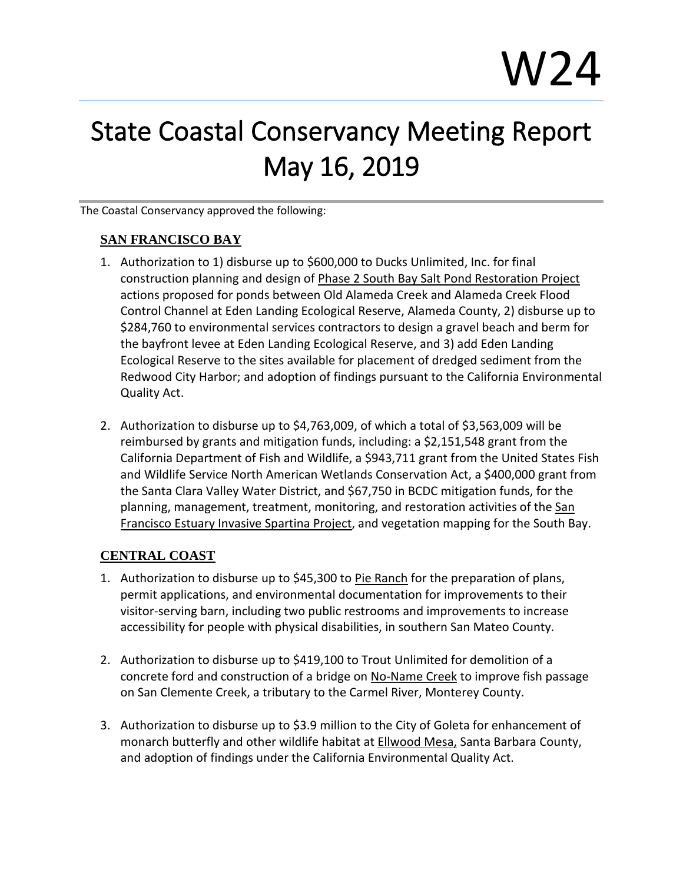# W24

# State Coastal Conservancy Meeting Report
# May 16, 2019

The Coastal Conservancy approved the following:

## SAN FRANCISCO BAY

1. Authorization to 1) disburse up to $600,000 to Ducks Unlimited, Inc. for final construction planning and design of Phase 2 South Bay Salt Pond Restoration Project actions proposed for ponds between Old Alameda Creek and Alameda Creek Flood Control Channel at Eden Landing Ecological Reserve, Alameda County, 2) disburse up to $284,760 to environmental services contractors to design a gravel beach and berm for the bayfront levee at Eden Landing Ecological Reserve, and 3) add Eden Landing Ecological Reserve to the sites available for placement of dredged sediment from the Redwood City Harbor; and adoption of findings pursuant to the California Environmental Quality Act.

2. Authorization to disburse up to $4,763,009, of which a total of $3,563,009 will be reimbursed by grants and mitigation funds, including: a $2,151,548 grant from the California Department of Fish and Wildlife, a $943,711 grant from the United States Fish and Wildlife Service North American Wetlands Conservation Act, a $400,000 grant from the Santa Clara Valley Water District, and $67,750 in BCDC mitigation funds, for the planning, management, treatment, monitoring, and restoration activities of the San Francisco Estuary Invasive Spartina Project, and vegetation mapping for the South Bay.

## CENTRAL COAST

1. Authorization to disburse up to $45,300 to Pie Ranch for the preparation of plans, permit applications, and environmental documentation for improvements to their visitor-serving barn, including two public restrooms and improvements to increase accessibility for people with physical disabilities, in southern San Mateo County.

2. Authorization to disburse up to $419,100 to Trout Unlimited for demolition of a concrete ford and construction of a bridge on No-Name Creek to improve fish passage on San Clemente Creek, a tributary to the Carmel River, Monterey County.

3. Authorization to disburse up to $3.9 million to the City of Goleta for enhancement of monarch butterfly and other wildlife habitat at Ellwood Mesa, Santa Barbara County, and adoption of findings under the California Environmental Quality Act.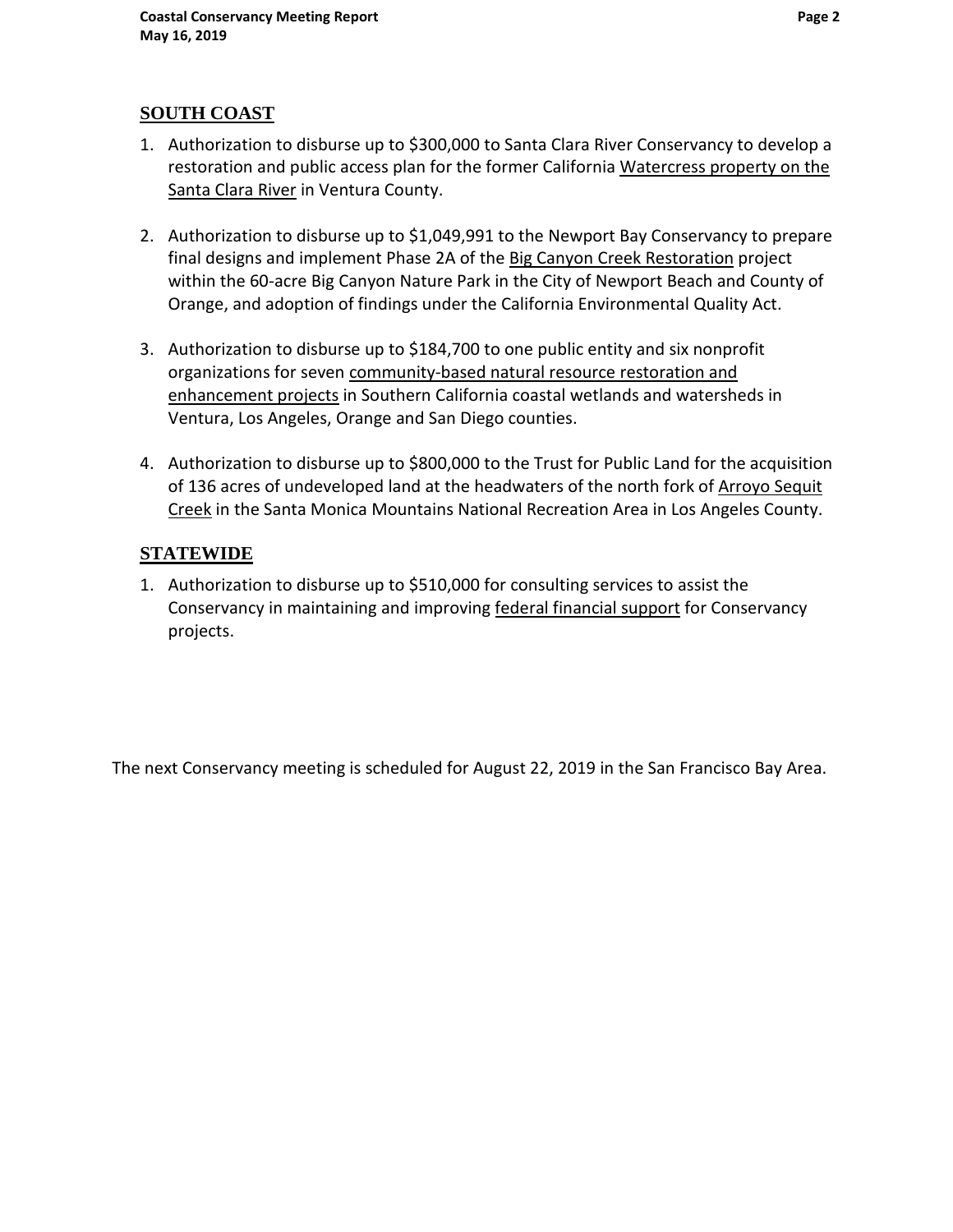## SOUTH COAST

1. Authorization to disburse up to $300,000 to Santa Clara River Conservancy to develop a restoration and public access plan for the former California Watercress property on the Santa Clara River in Ventura County.

2. Authorization to disburse up to $1,049,991 to the Newport Bay Conservancy to prepare final designs and implement Phase 2A of the Big Canyon Creek Restoration project within the 60-acre Big Canyon Nature Park in the City of Newport Beach and County of Orange, and adoption of findings under the California Environmental Quality Act.

3. Authorization to disburse up to $184,700 to one public entity and six nonprofit organizations for seven community-based natural resource restoration and enhancement projects in Southern California coastal wetlands and watersheds in Ventura, Los Angeles, Orange and San Diego counties.

4. Authorization to disburse up to $800,000 to the Trust for Public Land for the acquisition of 136 acres of undeveloped land at the headwaters of the north fork of Arroyo Sequit Creek in the Santa Monica Mountains National Recreation Area in Los Angeles County.

## STATEWIDE

1. Authorization to disburse up to $510,000 for consulting services to assist the Conservancy in maintaining and improving federal financial support for Conservancy projects.

The next Conservancy meeting is scheduled for August 22, 2019 in the San Francisco Bay Area.